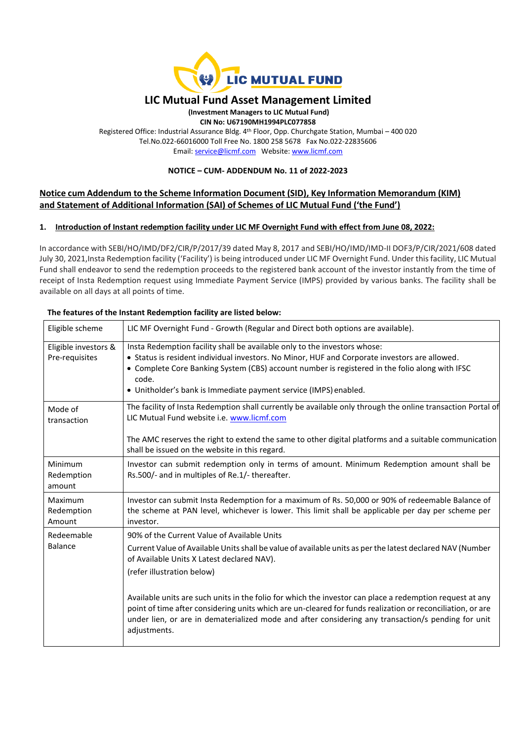# LIC Mutual Fund Asset Management Limited

**(Investment Managers to LIC Mutual Fund)**
**CIN No: U67190MH1994PLC077858**
Registered Office: Industrial Assurance Bldg. 4th Floor, Opp. Churchgate Station, Mumbai – 400 020
Tel.No.022-66016000 Toll Free No. 1800 258 5678 Fax No.022-22835606
Email: service@licmf.com Website: www.licmf.com

**NOTICE – CUM- ADDENDUM No. 11 of 2022-2023**

## Notice cum Addendum to the Scheme Information Document (SID), Key Information Memorandum (KIM) and Statement of Additional Information (SAI) of Schemes of LIC Mutual Fund ('the Fund')

### 1. Introduction of Instant redemption facility under LIC MF Overnight Fund with effect from June 08, 2022:

In accordance with SEBI/HO/IMD/DF2/CIR/P/2017/39 dated May 8, 2017 and SEBI/HO/IMD/IMD-II DOF3/P/CIR/2021/608 dated July 30, 2021,Insta Redemption facility ('Facility') is being introduced under LIC MF Overnight Fund. Under this facility, LIC Mutual Fund shall endeavor to send the redemption proceeds to the registered bank account of the investor instantly from the time of receipt of Insta Redemption request using Immediate Payment Service (IMPS) provided by various banks. The facility shall be available on all days at all points of time.

**The features of the Instant Redemption facility are listed below:**

| | |
|---|---|
| Eligible scheme | LIC MF Overnight Fund - Growth (Regular and Direct both options are available). |
| Eligible investors & Pre-requisites | Insta Redemption facility shall be available only to the investors whose:<br>• Status is resident individual investors. No Minor, HUF and Corporate investors are allowed.<br>• Complete Core Banking System (CBS) account number is registered in the folio along with IFSC code.<br>• Unitholder's bank is Immediate payment service (IMPS) enabled. |
| Mode of transaction | The facility of Insta Redemption shall currently be available only through the online transaction Portal of LIC Mutual Fund website i.e. www.licmf.com<br><br>The AMC reserves the right to extend the same to other digital platforms and a suitable communication shall be issued on the website in this regard. |
| Minimum Redemption amount | Investor can submit redemption only in terms of amount. Minimum Redemption amount shall be Rs.500/- and in multiples of Re.1/- thereafter. |
| Maximum Redemption Amount | Investor can submit Insta Redemption for a maximum of Rs. 50,000 or 90% of redeemable Balance of the scheme at PAN level, whichever is lower. This limit shall be applicable per day per scheme per investor. |
| Redeemable Balance | 90% of the Current Value of Available Units<br>Current Value of Available Units shall be value of available units as per the latest declared NAV (Number of Available Units X Latest declared NAV).<br>(refer illustration below)<br><br>Available units are such units in the folio for which the investor can place a redemption request at any point of time after considering units which are un-cleared for funds realization or reconciliation, or are under lien, or are in dematerialized mode and after considering any transaction/s pending for unit adjustments. |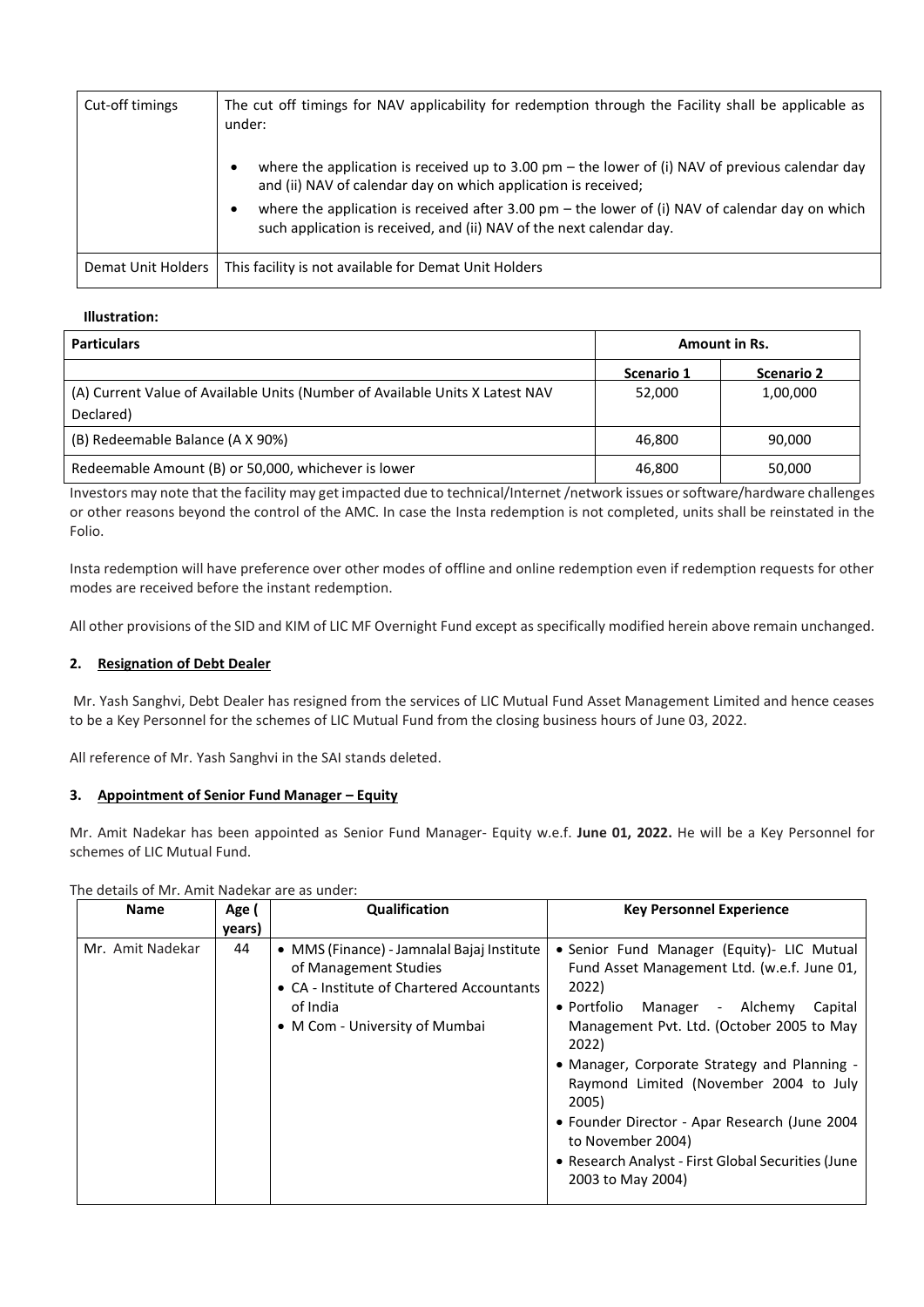| Cut-off timings | The cut off timings for NAV applicability for redemption through the Facility shall be applicable as under:<br>• where the application is received up to 3.00 pm – the lower of (i) NAV of previous calendar day and (ii) NAV of calendar day on which application is received;<br>• where the application is received after 3.00 pm – the lower of (i) NAV of calendar day on which such application is received, and (ii) NAV of the next calendar day. |
|---|---|
| Demat Unit Holders | This facility is not available for Demat Unit Holders |

**Illustration:**

| Particulars | Amount in Rs. | |
|---|---|---|
| | **Scenario 1** | **Scenario 2** |
| (A) Current Value of Available Units (Number of Available Units X Latest NAV Declared) | 52,000 | 1,00,000 |
| (B) Redeemable Balance (A X 90%) | 46,800 | 90,000 |
| Redeemable Amount (B) or 50,000, whichever is lower | 46,800 | 50,000 |

Investors may note that the facility may get impacted due to technical/Internet /network issues or software/hardware challenges or other reasons beyond the control of the AMC. In case the Insta redemption is not completed, units shall be reinstated in the Folio.

Insta redemption will have preference over other modes of offline and online redemption even if redemption requests for other modes are received before the instant redemption.

All other provisions of the SID and KIM of LIC MF Overnight Fund except as specifically modified herein above remain unchanged.

## 2. Resignation of Debt Dealer

Mr. Yash Sanghvi, Debt Dealer has resigned from the services of LIC Mutual Fund Asset Management Limited and hence ceases to be a Key Personnel for the schemes of LIC Mutual Fund from the closing business hours of June 03, 2022.

All reference of Mr. Yash Sanghvi in the SAI stands deleted.

## 3. Appointment of Senior Fund Manager – Equity

Mr. Amit Nadekar has been appointed as Senior Fund Manager- Equity w.e.f. **June 01, 2022.** He will be a Key Personnel for schemes of LIC Mutual Fund.

The details of Mr. Amit Nadekar are as under:

| Name | Age (years) | Qualification | Key Personnel Experience |
|---|---|---|---|
| Mr. Amit Nadekar | 44 | • MMS (Finance) - Jamnalal Bajaj Institute of Management Studies<br>• CA - Institute of Chartered Accountants of India<br>• M Com - University of Mumbai | • Senior Fund Manager (Equity)- LIC Mutual Fund Asset Management Ltd. (w.e.f. June 01, 2022)<br>• Portfolio Manager - Alchemy Capital Management Pvt. Ltd. (October 2005 to May 2022)<br>• Manager, Corporate Strategy and Planning - Raymond Limited (November 2004 to July 2005)<br>• Founder Director - Apar Research (June 2004 to November 2004)<br>• Research Analyst - First Global Securities (June 2003 to May 2004) |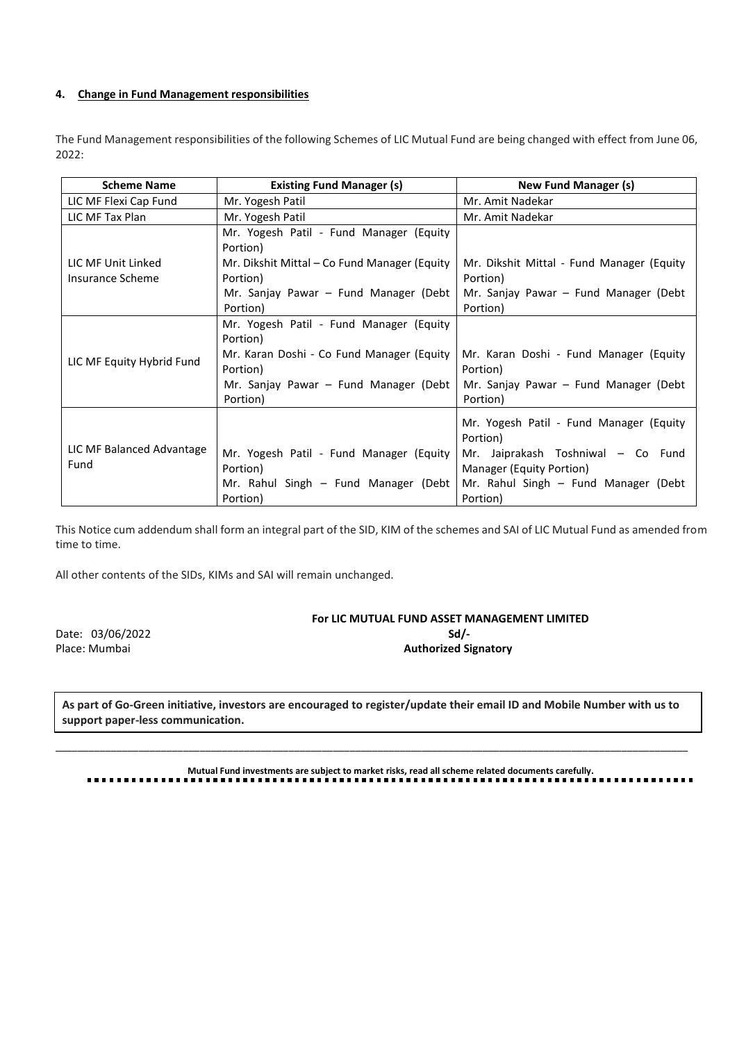### 4. Change in Fund Management responsibilities

The Fund Management responsibilities of the following Schemes of LIC Mutual Fund are being changed with effect from June 06, 2022:

| Scheme Name | Existing Fund Manager (s) | New Fund Manager (s) |
|---|---|---|
| LIC MF Flexi Cap Fund | Mr. Yogesh Patil | Mr. Amit Nadekar |
| LIC MF Tax Plan | Mr. Yogesh Patil | Mr. Amit Nadekar |
| LIC MF Unit Linked Insurance Scheme | Mr. Yogesh Patil - Fund Manager (Equity Portion)<br>Mr. Dikshit Mittal – Co Fund Manager (Equity Portion)<br>Mr. Sanjay Pawar – Fund Manager (Debt Portion) | Mr. Dikshit Mittal - Fund Manager (Equity Portion)<br>Mr. Sanjay Pawar – Fund Manager (Debt Portion) |
| LIC MF Equity Hybrid Fund | Mr. Yogesh Patil - Fund Manager (Equity Portion)<br>Mr. Karan Doshi - Co Fund Manager (Equity Portion)<br>Mr. Sanjay Pawar – Fund Manager (Debt Portion) | Mr. Karan Doshi - Fund Manager (Equity Portion)<br>Mr. Sanjay Pawar – Fund Manager (Debt Portion) |
| LIC MF Balanced Advantage Fund | Mr. Yogesh Patil - Fund Manager (Equity Portion)<br>Mr. Rahul Singh – Fund Manager (Debt Portion) | Mr. Yogesh Patil - Fund Manager (Equity Portion)<br>Mr. Jaiprakash Toshniwal – Co Fund Manager (Equity Portion)<br>Mr. Rahul Singh – Fund Manager (Debt Portion) |

This Notice cum addendum shall form an integral part of the SID, KIM of the schemes and SAI of LIC Mutual Fund as amended from time to time.

All other contents of the SIDs, KIMs and SAI will remain unchanged.

**For LIC MUTUAL FUND ASSET MANAGEMENT LIMITED**

Date: 03/06/2022

Place: Mumbai

**Sd/-**

**Authorized Signatory**

**As part of Go-Green initiative, investors are encouraged to register/update their email ID and Mobile Number with us to support paper-less communication.**

**Mutual Fund investments are subject to market risks, read all scheme related documents carefully.**